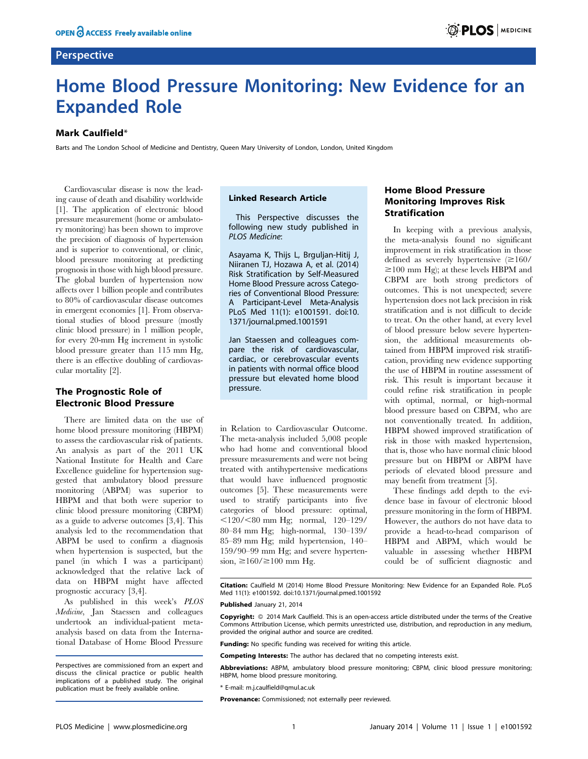Perspective

# Home Blood Pressure Monitoring: New Evidence for an Expanded Role

**Mark Caulfield***

Barts and The London School of Medicine and Dentistry, Queen Mary University of London, London, United Kingdom

Cardiovascular disease is now the leading cause of death and disability worldwide [1]. The application of electronic blood pressure measurement (home or ambulatory monitoring) has been shown to improve the precision of diagnosis of hypertension and is superior to conventional, or clinic, blood pressure monitoring at predicting prognosis in those with high blood pressure. The global burden of hypertension now affects over 1 billion people and contributes to 80% of cardiovascular disease outcomes in emergent economies [1]. From observational studies of blood pressure (mostly clinic blood pressure) in 1 million people, for every 20-mm Hg increment in systolic blood pressure greater than 115 mm Hg, there is an effective doubling of cardiovascular mortality [2].

## The Prognostic Role of Electronic Blood Pressure

There are limited data on the use of home blood pressure monitoring (HBPM) to assess the cardiovascular risk of patients. An analysis as part of the 2011 UK National Institute for Health and Care Excellence guideline for hypertension suggested that ambulatory blood pressure monitoring (ABPM) was superior to HBPM and that both were superior to clinic blood pressure monitoring (CBPM) as a guide to adverse outcomes [3,4]. This analysis led to the recommendation that ABPM be used to confirm a diagnosis when hypertension is suspected, but the panel (in which I was a participant) acknowledged that the relative lack of data on HBPM might have affected prognostic accuracy [3,4].

As published in this week's *PLOS Medicine*, Jan Staessen and colleagues undertook an individual-patient meta-analysis based on data from the International Database of Home Blood Pressure in Relation to Cardiovascular Outcome. The meta-analysis included 5,008 people who had home and conventional blood pressure measurements and were not being treated with antihypertensive medications that would have influenced prognostic outcomes [5]. These measurements were used to stratify participants into five categories of blood pressure: optimal, <120/<80 mm Hg; normal, 120–129/80–84 mm Hg; high-normal, 130–139/85–89 mm Hg; mild hypertension, 140–159/90–99 mm Hg; and severe hypertension, ≥160/≥100 mm Hg.

> **Linked Research Article**
>
> This Perspective discusses the following new study published in *PLOS Medicine*:
>
> Asayama K, Thijs L, Brguljan-Hitij J, Niiranen TJ, Hozawa A, et al. (2014) Risk Stratification by Self-Measured Home Blood Pressure across Categories of Conventional Blood Pressure: A Participant-Level Meta-Analysis PLoS Med 11(1): e1001591. doi:10.1371/journal.pmed.1001591
>
> Jan Staessen and colleagues compare the risk of cardiovascular, cardiac, or cerebrovascular events in patients with normal office blood pressure but elevated home blood pressure.

## Home Blood Pressure Monitoring Improves Risk Stratification

In keeping with a previous analysis, the meta-analysis found no significant improvement in risk stratification in those defined as severely hypertensive (≥160/≥100 mm Hg); at these levels HBPM and CBPM are both strong predictors of outcomes. This is not unexpected; severe hypertension does not lack precision in risk stratification and is not difficult to decide to treat. On the other hand, at every level of blood pressure below severe hypertension, the additional measurements obtained from HBPM improved risk stratification, providing new evidence supporting the use of HBPM in routine assessment of risk. This result is important because it could refine risk stratification in people with optimal, normal, or high-normal blood pressure based on CBPM, who are not conventionally treated. In addition, HBPM showed improved stratification of risk in those with masked hypertension, that is, those who have normal clinic blood pressure but on HBPM or ABPM have periods of elevated blood pressure and may benefit from treatment [5].

These findings add depth to the evidence base in favour of electronic blood pressure monitoring in the form of HBPM. However, the authors do not have data to provide a head-to-head comparison of HBPM and ABPM, which would be valuable in assessing whether HBPM could be of sufficient diagnostic and

Perspectives are commissioned from an expert and discuss the clinical practice or public health implications of a published study. The original publication must be freely available online.

**Citation:** Caulfield M (2014) Home Blood Pressure Monitoring: New Evidence for an Expanded Role. PLoS Med 11(1): e1001592. doi:10.1371/journal.pmed.1001592

**Published** January 21, 2014

**Copyright:** © 2014 Mark Caulfield. This is an open-access article distributed under the terms of the Creative Commons Attribution License, which permits unrestricted use, distribution, and reproduction in any medium, provided the original author and source are credited.

**Funding:** No specific funding was received for writing this article.

**Competing Interests:** The author has declared that no competing interests exist.

**Abbreviations:** ABPM, ambulatory blood pressure monitoring; CBPM, clinic blood pressure monitoring; HBPM, home blood pressure monitoring.

\* E-mail: m.j.caulfield@qmul.ac.uk

**Provenance:** Commissioned; not externally peer reviewed.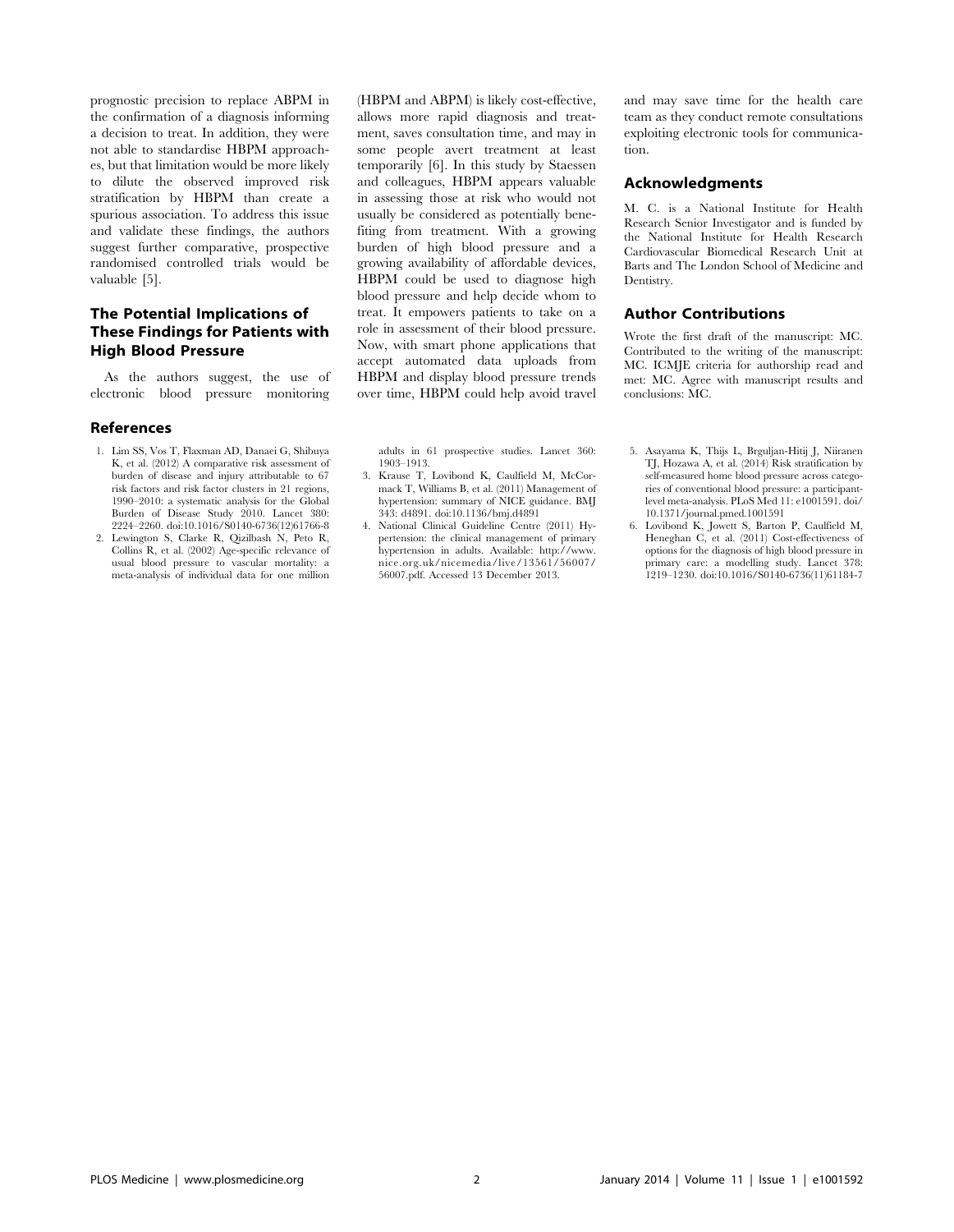prognostic precision to replace ABPM in the confirmation of a diagnosis informing a decision to treat. In addition, they were not able to standardise HBPM approaches, but that limitation would be more likely to dilute the observed improved risk stratification by HBPM than create a spurious association. To address this issue and validate these findings, the authors suggest further comparative, prospective randomised controlled trials would be valuable [5].

## The Potential Implications of These Findings for Patients with High Blood Pressure

As the authors suggest, the use of electronic blood pressure monitoring (HBPM and ABPM) is likely cost-effective, allows more rapid diagnosis and treatment, saves consultation time, and may in some people avert treatment at least temporarily [6]. In this study by Staessen and colleagues, HBPM appears valuable in assessing those at risk who would not usually be considered as potentially benefiting from treatment. With a growing burden of high blood pressure and a growing availability of affordable devices, HBPM could be used to diagnose high blood pressure and help decide whom to treat. It empowers patients to take on a role in assessment of their blood pressure. Now, with smart phone applications that accept automated data uploads from HBPM and display blood pressure trends over time, HBPM could help avoid travel and may save time for the health care team as they conduct remote consultations exploiting electronic tools for communication.

## Acknowledgments

M. C. is a National Institute for Health Research Senior Investigator and is funded by the National Institute for Health Research Cardiovascular Biomedical Research Unit at Barts and The London School of Medicine and Dentistry.

## Author Contributions

Wrote the first draft of the manuscript: MC. Contributed to the writing of the manuscript: MC. ICMJE criteria for authorship read and met: MC. Agree with manuscript results and conclusions: MC.

## References

1. Lim SS, Vos T, Flaxman AD, Danaei G, Shibuya K, et al. (2012) A comparative risk assessment of burden of disease and injury attributable to 67 risk factors and risk factor clusters in 21 regions, 1990–2010: a systematic analysis for the Global Burden of Disease Study 2010. Lancet 380: 2224–2260. doi:10.1016/S0140-6736(12)61766-8
2. Lewington S, Clarke R, Qizilbash N, Peto R, Collins R, et al. (2002) Age-specific relevance of usual blood pressure to vascular mortality: a meta-analysis of individual data for one million adults in 61 prospective studies. Lancet 360: 1903–1913.
3. Krause T, Lovibond K, Caulfield M, McCormack T, Williams B, et al. (2011) Management of hypertension: summary of NICE guidance. BMJ 343: d4891. doi:10.1136/bmj.d4891
4. National Clinical Guideline Centre (2011) Hypertension: the clinical management of primary hypertension in adults. Available: http://www.nice.org.uk/nicemedia/live/13561/56007/56007.pdf. Accessed 13 December 2013.
5. Asayama K, Thijs L, Brguljan-Hitij J, Niiranen TJ, Hozawa A, et al. (2014) Risk stratification by self-measured home blood pressure across categories of conventional blood pressure: a participant-level meta-analysis. PLoS Med 11: e1001591. doi/10.1371/journal.pmed.1001591
6. Lovibond K, Jowett S, Barton P, Caulfield M, Heneghan C, et al. (2011) Cost-effectiveness of options for the diagnosis of high blood pressure in primary care: a modelling study. Lancet 378: 1219–1230. doi:10.1016/S0140-6736(11)61184-7